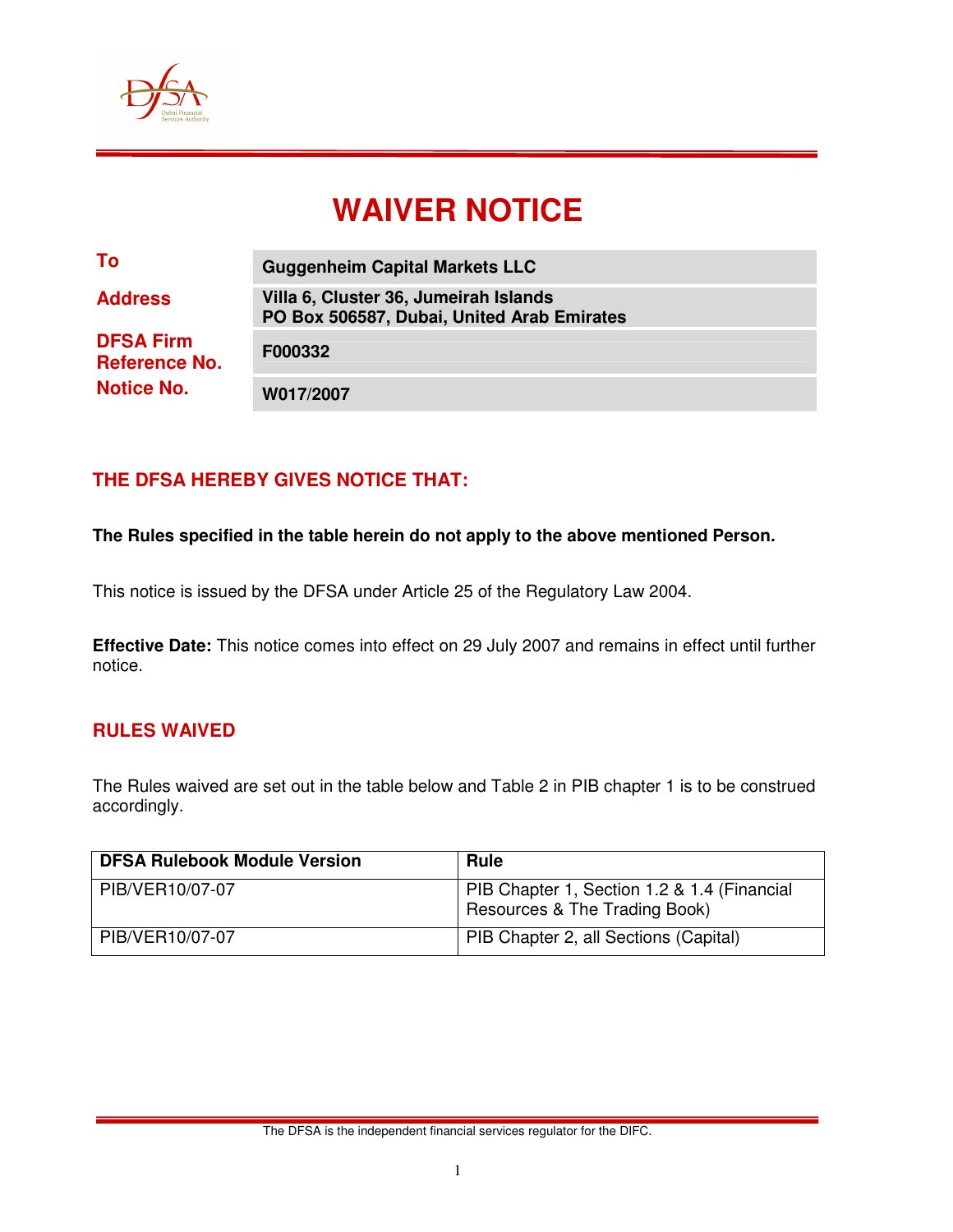# WAIVER NOTICE

| | |
|---|---|
| **To** | **Guggenheim Capital Markets LLC** |
| **Address** | **Villa 6, Cluster 36, Jumeirah Islands PO Box 506587, Dubai, United Arab Emirates** |
| **DFSA Firm Reference No.** | **F000332** |
| **Notice No.** | **W017/2007** |

## THE DFSA HEREBY GIVES NOTICE THAT:

**The Rules specified in the table herein do not apply to the above mentioned Person.**

This notice is issued by the DFSA under Article 25 of the Regulatory Law 2004.

**Effective Date:** This notice comes into effect on 29 July 2007 and remains in effect until further notice.

## RULES WAIVED

The Rules waived are set out in the table below and Table 2 in PIB chapter 1 is to be construed accordingly.

| DFSA Rulebook Module Version | Rule |
|---|---|
| PIB/VER10/07-07 | PIB Chapter 1, Section 1.2 & 1.4 (Financial Resources & The Trading Book) |
| PIB/VER10/07-07 | PIB Chapter 2, all Sections (Capital) |

The DFSA is the independent financial services regulator for the DIFC.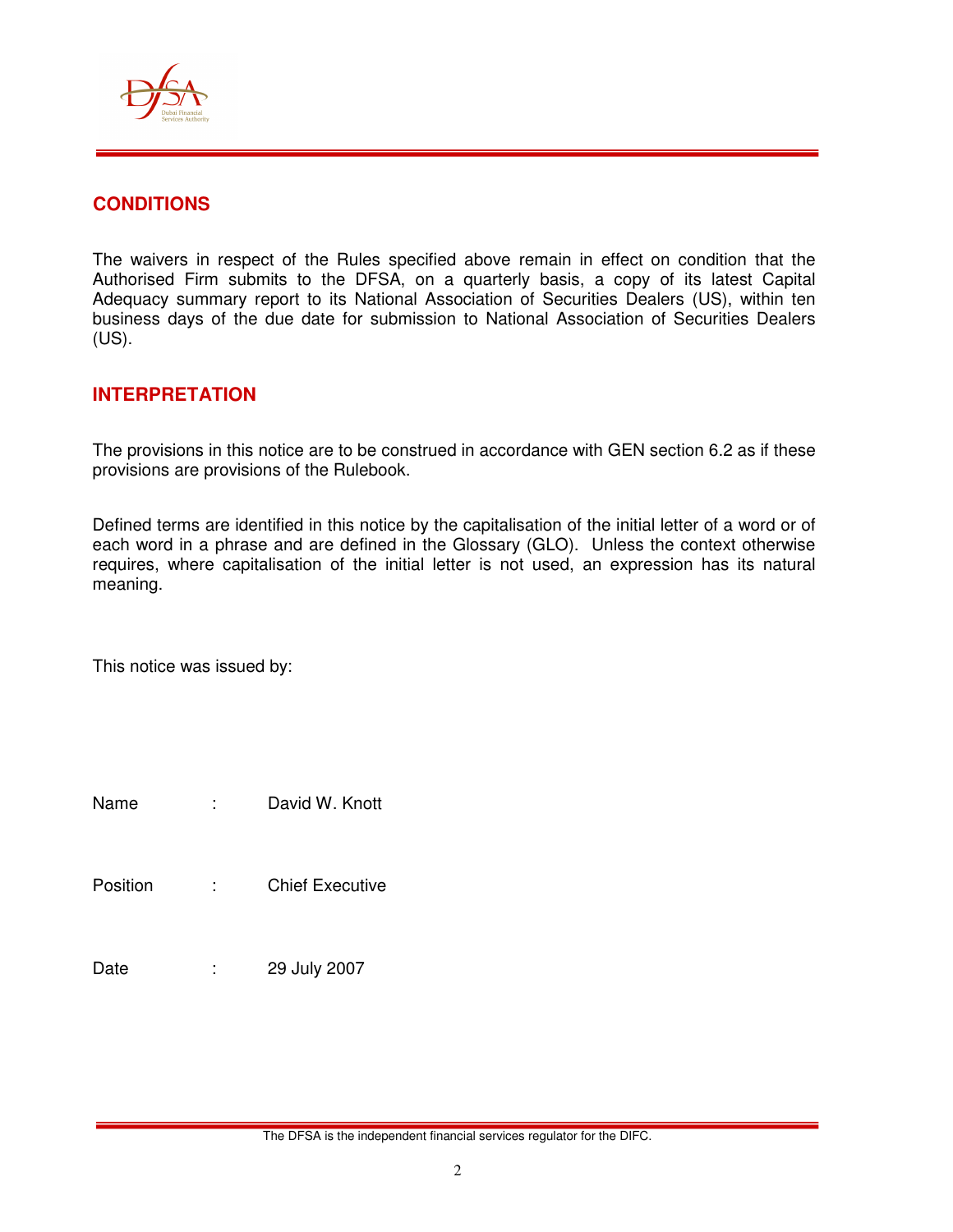## CONDITIONS

The waivers in respect of the Rules specified above remain in effect on condition that the Authorised Firm submits to the DFSA, on a quarterly basis, a copy of its latest Capital Adequacy summary report to its National Association of Securities Dealers (US), within ten business days of the due date for submission to National Association of Securities Dealers (US).

## INTERPRETATION

The provisions in this notice are to be construed in accordance with GEN section 6.2 as if these provisions are provisions of the Rulebook.

Defined terms are identified in this notice by the capitalisation of the initial letter of a word or of each word in a phrase and are defined in the Glossary (GLO). Unless the context otherwise requires, where capitalisation of the initial letter is not used, an expression has its natural meaning.

This notice was issued by:

Name : David W. Knott

Position : Chief Executive

Date : 29 July 2007

The DFSA is the independent financial services regulator for the DIFC.